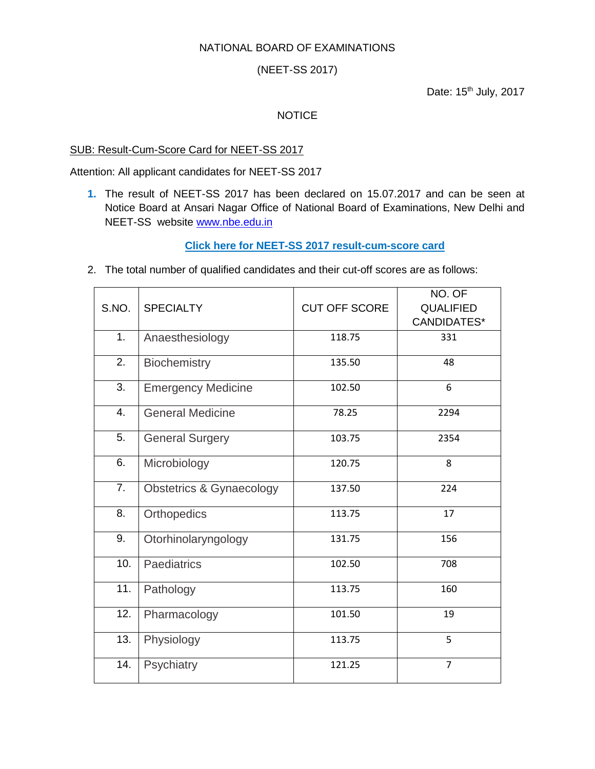NATIONAL BOARD OF EXAMINATIONS

(NEET-SS 2017)

Date: 15th July, 2017

NOTICE

SUB: Result-Cum-Score Card for NEET-SS 2017

Attention: All applicant candidates for NEET-SS 2017

1. The result of NEET-SS 2017 has been declared on 15.07.2017 and can be seen at Notice Board at Ansari Nagar Office of National Board of Examinations, New Delhi and NEET-SS website www.nbe.edu.in

   **Click here for NEET-SS 2017 result-cum-score card**

2. The total number of qualified candidates and their cut-off scores are as follows:

| S.NO. | SPECIALTY | CUT OFF SCORE | NO. OF QUALIFIED CANDIDATES* |
|---|---|---|---|
| 1. | Anaesthesiology | 118.75 | 331 |
| 2. | Biochemistry | 135.50 | 48 |
| 3. | Emergency Medicine | 102.50 | 6 |
| 4. | General Medicine | 78.25 | 2294 |
| 5. | General Surgery | 103.75 | 2354 |
| 6. | Microbiology | 120.75 | 8 |
| 7. | Obstetrics & Gynaecology | 137.50 | 224 |
| 8. | Orthopedics | 113.75 | 17 |
| 9. | Otorhinolaryngology | 131.75 | 156 |
| 10. | Paediatrics | 102.50 | 708 |
| 11. | Pathology | 113.75 | 160 |
| 12. | Pharmacology | 101.50 | 19 |
| 13. | Physiology | 113.75 | 5 |
| 14. | Psychiatry | 121.25 | 7 |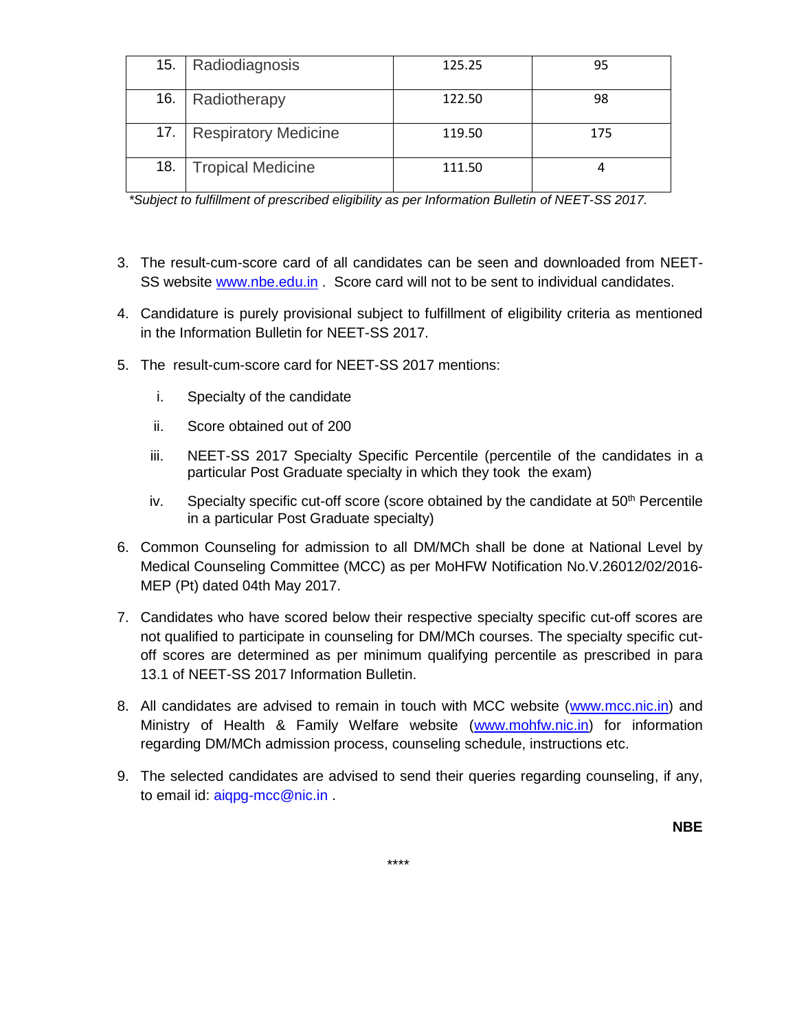| | | | |
|---|---|---|---|
| 15. | Radiodiagnosis | 125.25 | 95 |
| 16. | Radiotherapy | 122.50 | 98 |
| 17. | Respiratory Medicine | 119.50 | 175 |
| 18. | Tropical Medicine | 111.50 | 4 |

*\*Subject to fulfillment of prescribed eligibility as per Information Bulletin of NEET-SS 2017.*

3. The result-cum-score card of all candidates can be seen and downloaded from NEET-SS website www.nbe.edu.in . Score card will not to be sent to individual candidates.

4. Candidature is purely provisional subject to fulfillment of eligibility criteria as mentioned in the Information Bulletin for NEET-SS 2017.

5. The result-cum-score card for NEET-SS 2017 mentions:

   i. Specialty of the candidate

   ii. Score obtained out of 200

   iii. NEET-SS 2017 Specialty Specific Percentile (percentile of the candidates in a particular Post Graduate specialty in which they took the exam)

   iv. Specialty specific cut-off score (score obtained by the candidate at 50th Percentile in a particular Post Graduate specialty)

6. Common Counseling for admission to all DM/MCh shall be done at National Level by Medical Counseling Committee (MCC) as per MoHFW Notification No.V.26012/02/2016-MEP (Pt) dated 04th May 2017.

7. Candidates who have scored below their respective specialty specific cut-off scores are not qualified to participate in counseling for DM/MCh courses. The specialty specific cut-off scores are determined as per minimum qualifying percentile as prescribed in para 13.1 of NEET-SS 2017 Information Bulletin.

8. All candidates are advised to remain in touch with MCC website (www.mcc.nic.in) and Ministry of Health & Family Welfare website (www.mohfw.nic.in) for information regarding DM/MCh admission process, counseling schedule, instructions etc.

9. The selected candidates are advised to send their queries regarding counseling, if any, to email id: aiqpg-mcc@nic.in .

**NBE**

\*\*\*\*